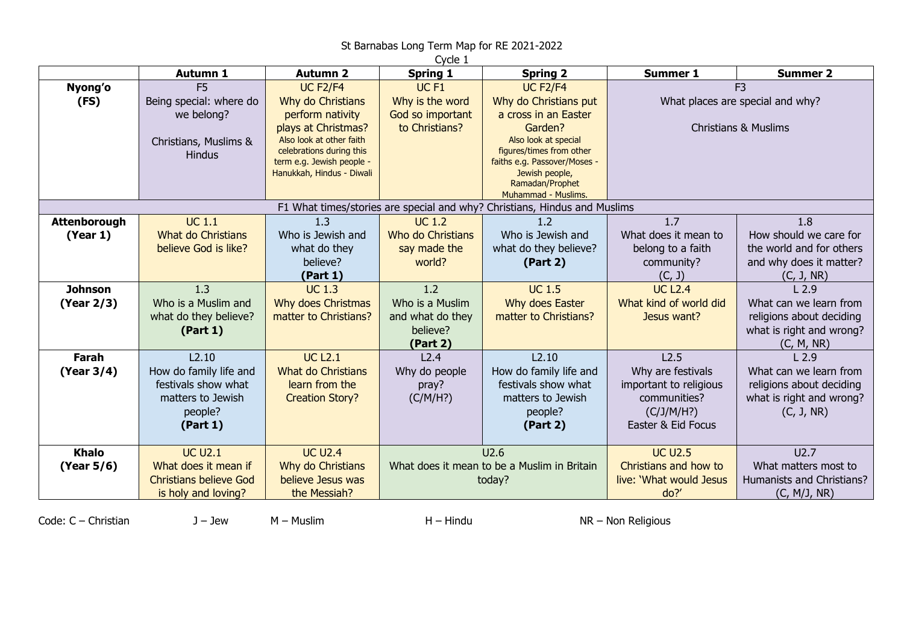St Barnabas Long Term Map for RE 2021-2022

Cycle 1

| | Autumn 1 | Autumn 2 | Spring 1 | Spring 2 | Summer 1 | Summer 2 |
|---|---|---|---|---|---|---|
| **Nyong'o (FS)** | F5<br>Being special: where do we belong?<br><br>Christians, Muslims & Hindus | UC F2/F4<br>Why do Christians perform nativity plays at Christmas?<br>Also look at other faith celebrations during this term e.g. Jewish people - Hanukkah, Hindus - Diwali | UC F1<br>Why is the word God so important to Christians? | UC F2/F4<br>Why do Christians put a cross in an Easter Garden?<br>Also look at special figures/times from other faiths e.g. Passover/Moses - Jewish people, Ramadan/Prophet Muhammad - Muslims. | F3<br>What places are special and why?<br><br>Christians & Muslims | |
| F1 What times/stories are special and why? Christians, Hindus and Muslims | | | | | | |
| **Attenborough (Year 1)** | UC 1.1<br>What do Christians believe God is like? | 1.3<br>Who is Jewish and what do they believe?<br>**(Part 1)** | UC 1.2<br>Who do Christians say made the world? | 1.2<br>Who is Jewish and what do they believe?<br>**(Part 2)** | 1.7<br>What does it mean to belong to a faith community?<br>(C, J) | 1.8<br>How should we care for the world and for others and why does it matter?<br>(C, J, NR) |
| **Johnson (Year 2/3)** | 1.3<br>Who is a Muslim and what do they believe?<br>**(Part 1)** | UC 1.3<br>Why does Christmas matter to Christians? | 1.2<br>Who is a Muslim and what do they believe?<br>**(Part 2)** | UC 1.5<br>Why does Easter matter to Christians? | UC L2.4<br>What kind of world did Jesus want? | L 2.9<br>What can we learn from religions about deciding what is right and wrong?<br>(C, M, NR) |
| **Farah (Year 3/4)** | L2.10<br>How do family life and festivals show what matters to Jewish people?<br>**(Part 1)** | UC L2.1<br>What do Christians learn from the Creation Story? | L2.4<br>Why do people pray?<br>(C/M/H?) | L2.10<br>How do family life and festivals show what matters to Jewish people?<br>**(Part 2)** | L2.5<br>Why are festivals important to religious communities?<br>(C/J/M/H?)<br>Easter & Eid Focus | L 2.9<br>What can we learn from religions about deciding what is right and wrong?<br>(C, J, NR) |
| **Khalo (Year 5/6)** | UC U2.1<br>What does it mean if Christians believe God is holy and loving? | UC U2.4<br>Why do Christians believe Jesus was the Messiah? | U2.6<br>What does it mean to be a Muslim in Britain today? | | UC U2.5<br>Christians and how to live: 'What would Jesus do?' | U2.7<br>What matters most to Humanists and Christians?<br>(C, M/J, NR) |

Code: C – Christian J – Jew M – Muslim H – Hindu NR – Non Religious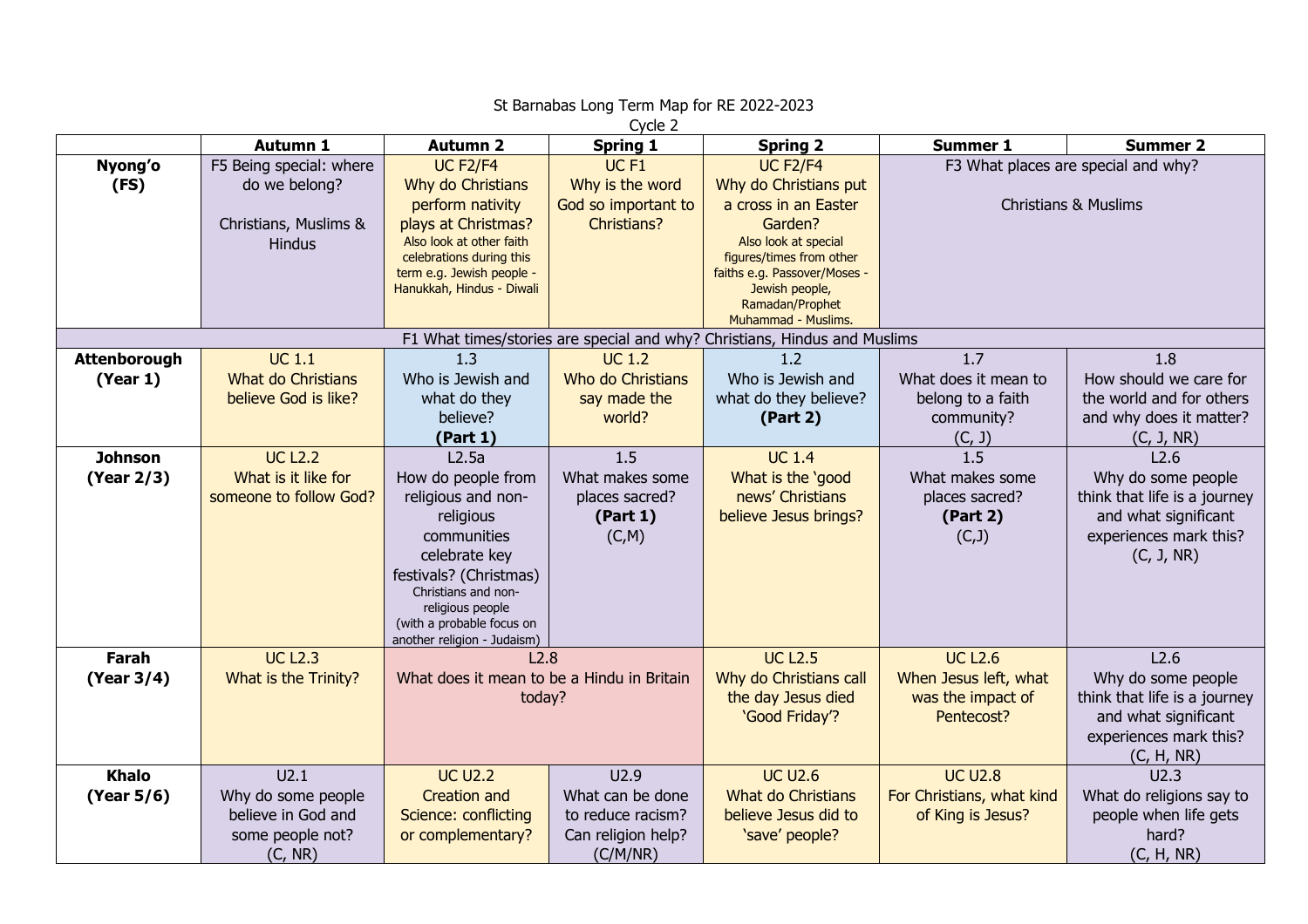St Barnabas Long Term Map for RE 2022-2023

Cycle 2

| | Autumn 1 | Autumn 2 | Spring 1 | Spring 2 | Summer 1 | Summer 2 |
|---|---|---|---|---|---|---|
| **Nyong'o (FS)** | F5 Being special: where do we belong? Christians, Muslims & Hindus | UC F2/F4 Why do Christians perform nativity plays at Christmas? Also look at other faith celebrations during this term e.g. Jewish people - Hanukkah, Hindus - Diwali | UC F1 Why is the word God so important to Christians? | UC F2/F4 Why do Christians put a cross in an Easter Garden? Also look at special figures/times from other faiths e.g. Passover/Moses - Jewish people, Ramadan/Prophet Muhammad - Muslims. | F3 What places are special and why? Christians & Muslims | |
| F1 What times/stories are special and why? Christians, Hindus and Muslims | | | | | | |
| **Attenborough (Year 1)** | UC 1.1 What do Christians believe God is like? | 1.3 Who is Jewish and what do they believe? **(Part 1)** | UC 1.2 Who do Christians say made the world? | 1.2 Who is Jewish and what do they believe? **(Part 2)** | 1.7 What does it mean to belong to a faith community? (C, J) | 1.8 How should we care for the world and for others and why does it matter? (C, J, NR) |
| **Johnson (Year 2/3)** | UC L2.2 What is it like for someone to follow God? | L2.5a How do people from religious and non-religious communities celebrate key festivals? (Christmas) Christians and non-religious people (with a probable focus on another religion - Judaism) | 1.5 What makes some places sacred? **(Part 1)** (C,M) | UC 1.4 What is the 'good news' Christians believe Jesus brings? | 1.5 What makes some places sacred? **(Part 2)** (C,J) | L2.6 Why do some people think that life is a journey and what significant experiences mark this? (C, J, NR) |
| **Farah (Year 3/4)** | UC L2.3 What is the Trinity? | L2.8 What does it mean to be a Hindu in Britain today? | | UC L2.5 Why do Christians call the day Jesus died 'Good Friday'? | UC L2.6 When Jesus left, what was the impact of Pentecost? | L2.6 Why do some people think that life is a journey and what significant experiences mark this? (C, H, NR) |
| **Khalo (Year 5/6)** | U2.1 Why do some people believe in God and some people not? (C, NR) | UC U2.2 Creation and Science: conflicting or complementary? | U2.9 What can be done to reduce racism? Can religion help? (C/M/NR) | UC U2.6 What do Christians believe Jesus did to 'save' people? | UC U2.8 For Christians, what kind of King is Jesus? | U2.3 What do religions say to people when life gets hard? (C, H, NR) |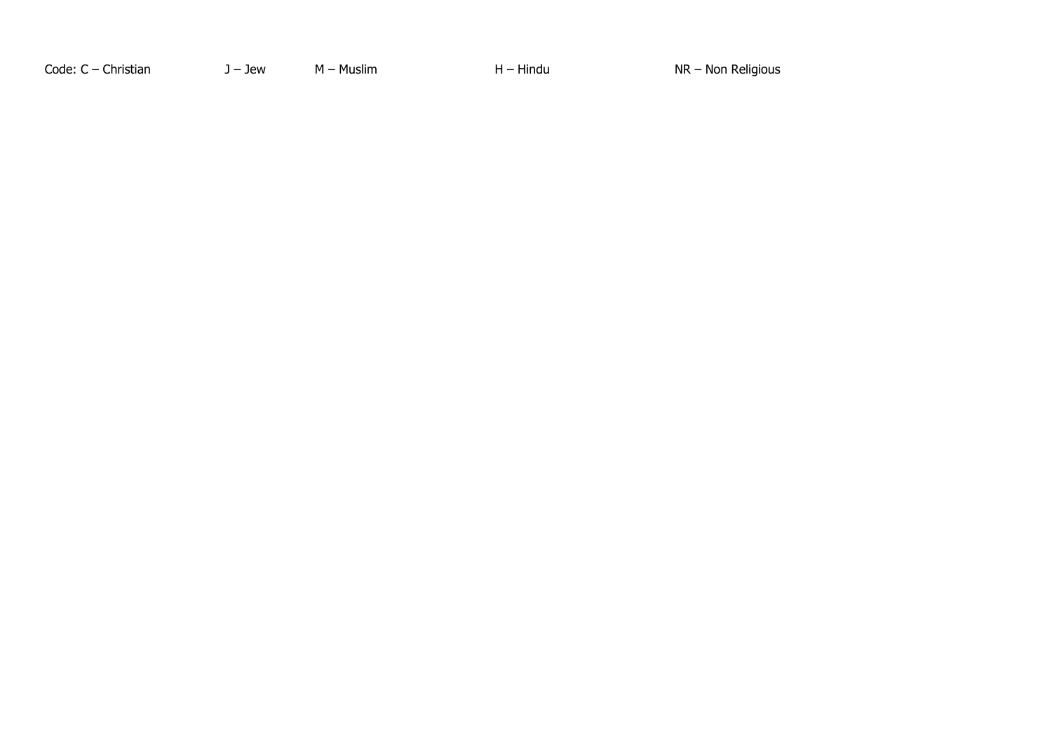Code: C – Christian J – Jew M – Muslim H – Hindu NR – Non Religious